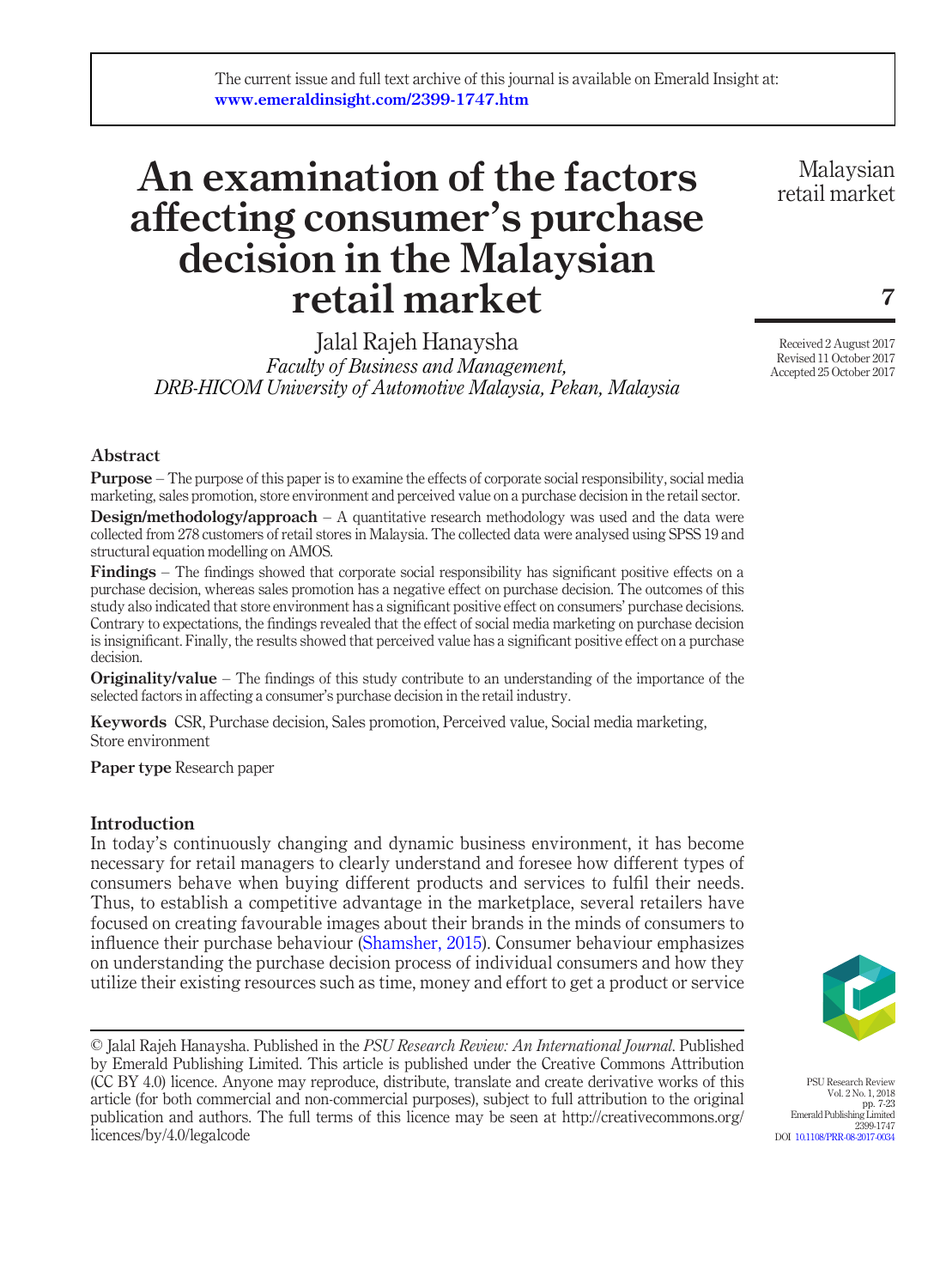The current issue and full text archive of this journal is available on Emerald Insight at: www.emeraldinsight.com/2399-1747.htm

# An examination of the factors affecting consumer's purchase decision in the Malaysian retail market

Jalal Rajeh Hanaysha
*Faculty of Business and Management, DRB-HICOM University of Automotive Malaysia, Pekan, Malaysia*

Received 2 August 2017
Revised 11 October 2017
Accepted 25 October 2017

## Abstract

**Purpose** – The purpose of this paper is to examine the effects of corporate social responsibility, social media marketing, sales promotion, store environment and perceived value on a purchase decision in the retail sector.

**Design/methodology/approach** – A quantitative research methodology was used and the data were collected from 278 customers of retail stores in Malaysia. The collected data were analysed using SPSS 19 and structural equation modelling on AMOS.

**Findings** – The findings showed that corporate social responsibility has significant positive effects on a purchase decision, whereas sales promotion has a negative effect on purchase decision. The outcomes of this study also indicated that store environment has a significant positive effect on consumers' purchase decisions. Contrary to expectations, the findings revealed that the effect of social media marketing on purchase decision is insignificant. Finally, the results showed that perceived value has a significant positive effect on a purchase decision.

**Originality/value** – The findings of this study contribute to an understanding of the importance of the selected factors in affecting a consumer's purchase decision in the retail industry.

**Keywords** CSR, Purchase decision, Sales promotion, Perceived value, Social media marketing, Store environment

**Paper type** Research paper

## Introduction

In today's continuously changing and dynamic business environment, it has become necessary for retail managers to clearly understand and foresee how different types of consumers behave when buying different products and services to fulfil their needs. Thus, to establish a competitive advantage in the marketplace, several retailers have focused on creating favourable images about their brands in the minds of consumers to influence their purchase behaviour (Shamsher, 2015). Consumer behaviour emphasizes on understanding the purchase decision process of individual consumers and how they utilize their existing resources such as time, money and effort to get a product or service

© Jalal Rajeh Hanaysha. Published in the *PSU Research Review: An International Journal*. Published by Emerald Publishing Limited. This article is published under the Creative Commons Attribution (CC BY 4.0) licence. Anyone may reproduce, distribute, translate and create derivative works of this article (for both commercial and non-commercial purposes), subject to full attribution to the original publication and authors. The full terms of this licence may be seen at http://creativecommons.org/licences/by/4.0/legalcode

DOI 10.1108/PRR-08-2017-0034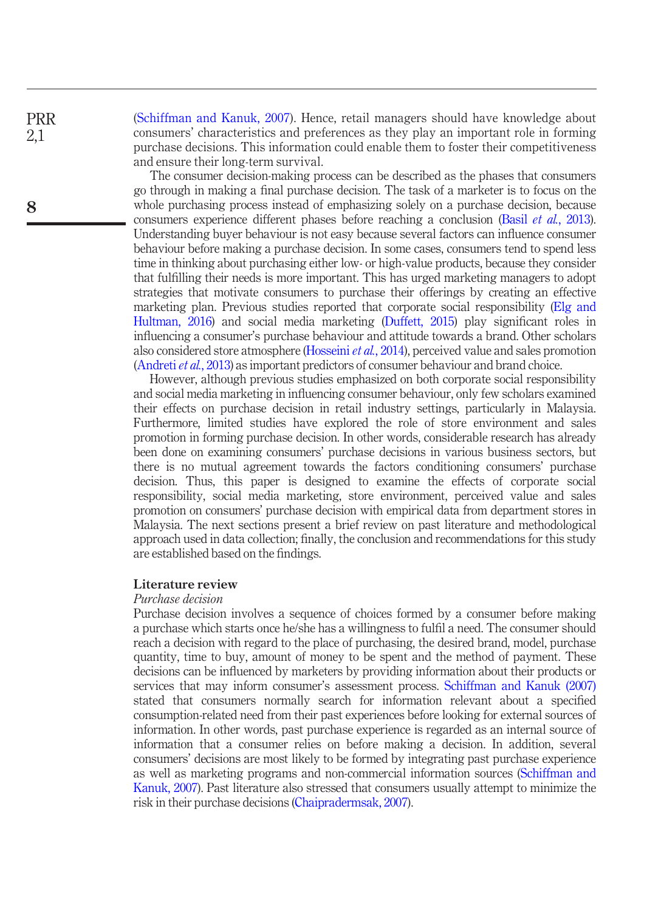(Schiffman and Kanuk, 2007). Hence, retail managers should have knowledge about consumers' characteristics and preferences as they play an important role in forming purchase decisions. This information could enable them to foster their competitiveness and ensure their long-term survival.

The consumer decision-making process can be described as the phases that consumers go through in making a final purchase decision. The task of a marketer is to focus on the whole purchasing process instead of emphasizing solely on a purchase decision, because consumers experience different phases before reaching a conclusion (Basil *et al.*, 2013). Understanding buyer behaviour is not easy because several factors can influence consumer behaviour before making a purchase decision. In some cases, consumers tend to spend less time in thinking about purchasing either low- or high-value products, because they consider that fulfilling their needs is more important. This has urged marketing managers to adopt strategies that motivate consumers to purchase their offerings by creating an effective marketing plan. Previous studies reported that corporate social responsibility (Elg and Hultman, 2016) and social media marketing (Duffett, 2015) play significant roles in influencing a consumer's purchase behaviour and attitude towards a brand. Other scholars also considered store atmosphere (Hosseini *et al.*, 2014), perceived value and sales promotion (Andreti *et al.*, 2013) as important predictors of consumer behaviour and brand choice.

However, although previous studies emphasized on both corporate social responsibility and social media marketing in influencing consumer behaviour, only few scholars examined their effects on purchase decision in retail industry settings, particularly in Malaysia. Furthermore, limited studies have explored the role of store environment and sales promotion in forming purchase decision. In other words, considerable research has already been done on examining consumers' purchase decisions in various business sectors, but there is no mutual agreement towards the factors conditioning consumers' purchase decision. Thus, this paper is designed to examine the effects of corporate social responsibility, social media marketing, store environment, perceived value and sales promotion on consumers' purchase decision with empirical data from department stores in Malaysia. The next sections present a brief review on past literature and methodological approach used in data collection; finally, the conclusion and recommendations for this study are established based on the findings.

## Literature review

### *Purchase decision*

Purchase decision involves a sequence of choices formed by a consumer before making a purchase which starts once he/she has a willingness to fulfil a need. The consumer should reach a decision with regard to the place of purchasing, the desired brand, model, purchase quantity, time to buy, amount of money to be spent and the method of payment. These decisions can be influenced by marketers by providing information about their products or services that may inform consumer's assessment process. Schiffman and Kanuk (2007) stated that consumers normally search for information relevant about a specified consumption-related need from their past experiences before looking for external sources of information. In other words, past purchase experience is regarded as an internal source of information that a consumer relies on before making a decision. In addition, several consumers' decisions are most likely to be formed by integrating past purchase experience as well as marketing programs and non-commercial information sources (Schiffman and Kanuk, 2007). Past literature also stressed that consumers usually attempt to minimize the risk in their purchase decisions (Chaipradermsak, 2007).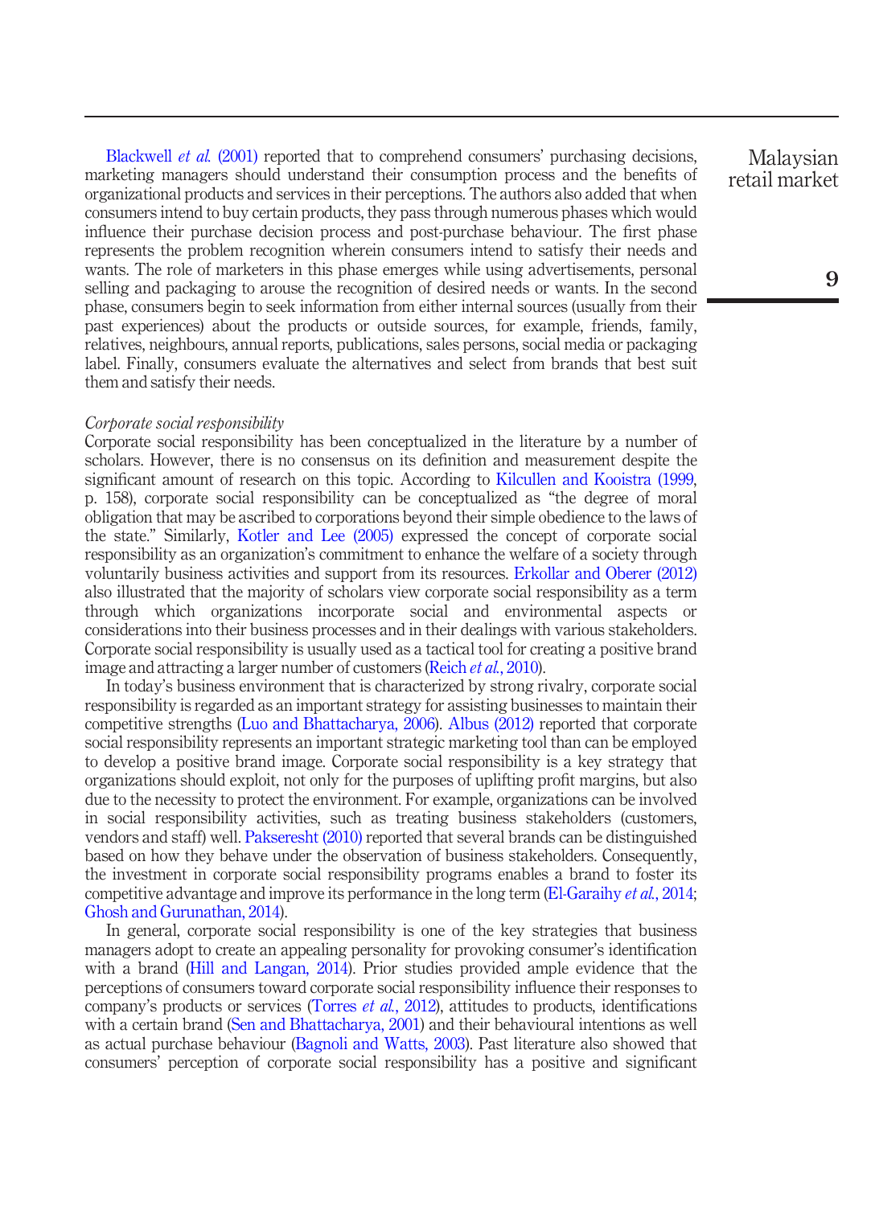Blackwell *et al.* (2001) reported that to comprehend consumers' purchasing decisions, marketing managers should understand their consumption process and the benefits of organizational products and services in their perceptions. The authors also added that when consumers intend to buy certain products, they pass through numerous phases which would influence their purchase decision process and post-purchase behaviour. The first phase represents the problem recognition wherein consumers intend to satisfy their needs and wants. The role of marketers in this phase emerges while using advertisements, personal selling and packaging to arouse the recognition of desired needs or wants. In the second phase, consumers begin to seek information from either internal sources (usually from their past experiences) about the products or outside sources, for example, friends, family, relatives, neighbours, annual reports, publications, sales persons, social media or packaging label. Finally, consumers evaluate the alternatives and select from brands that best suit them and satisfy their needs.

*Corporate social responsibility*

Corporate social responsibility has been conceptualized in the literature by a number of scholars. However, there is no consensus on its definition and measurement despite the significant amount of research on this topic. According to Kilcullen and Kooistra (1999, p. 158), corporate social responsibility can be conceptualized as "the degree of moral obligation that may be ascribed to corporations beyond their simple obedience to the laws of the state." Similarly, Kotler and Lee (2005) expressed the concept of corporate social responsibility as an organization's commitment to enhance the welfare of a society through voluntarily business activities and support from its resources. Erkollar and Oberer (2012) also illustrated that the majority of scholars view corporate social responsibility as a term through which organizations incorporate social and environmental aspects or considerations into their business processes and in their dealings with various stakeholders. Corporate social responsibility is usually used as a tactical tool for creating a positive brand image and attracting a larger number of customers (Reich *et al.*, 2010).

In today's business environment that is characterized by strong rivalry, corporate social responsibility is regarded as an important strategy for assisting businesses to maintain their competitive strengths (Luo and Bhattacharya, 2006). Albus (2012) reported that corporate social responsibility represents an important strategic marketing tool than can be employed to develop a positive brand image. Corporate social responsibility is a key strategy that organizations should exploit, not only for the purposes of uplifting profit margins, but also due to the necessity to protect the environment. For example, organizations can be involved in social responsibility activities, such as treating business stakeholders (customers, vendors and staff) well. Pakseresht (2010) reported that several brands can be distinguished based on how they behave under the observation of business stakeholders. Consequently, the investment in corporate social responsibility programs enables a brand to foster its competitive advantage and improve its performance in the long term (El-Garaihy *et al.*, 2014; Ghosh and Gurunathan, 2014).

In general, corporate social responsibility is one of the key strategies that business managers adopt to create an appealing personality for provoking consumer's identification with a brand (Hill and Langan, 2014). Prior studies provided ample evidence that the perceptions of consumers toward corporate social responsibility influence their responses to company's products or services (Torres *et al.*, 2012), attitudes to products, identifications with a certain brand (Sen and Bhattacharya, 2001) and their behavioural intentions as well as actual purchase behaviour (Bagnoli and Watts, 2003). Past literature also showed that consumers' perception of corporate social responsibility has a positive and significant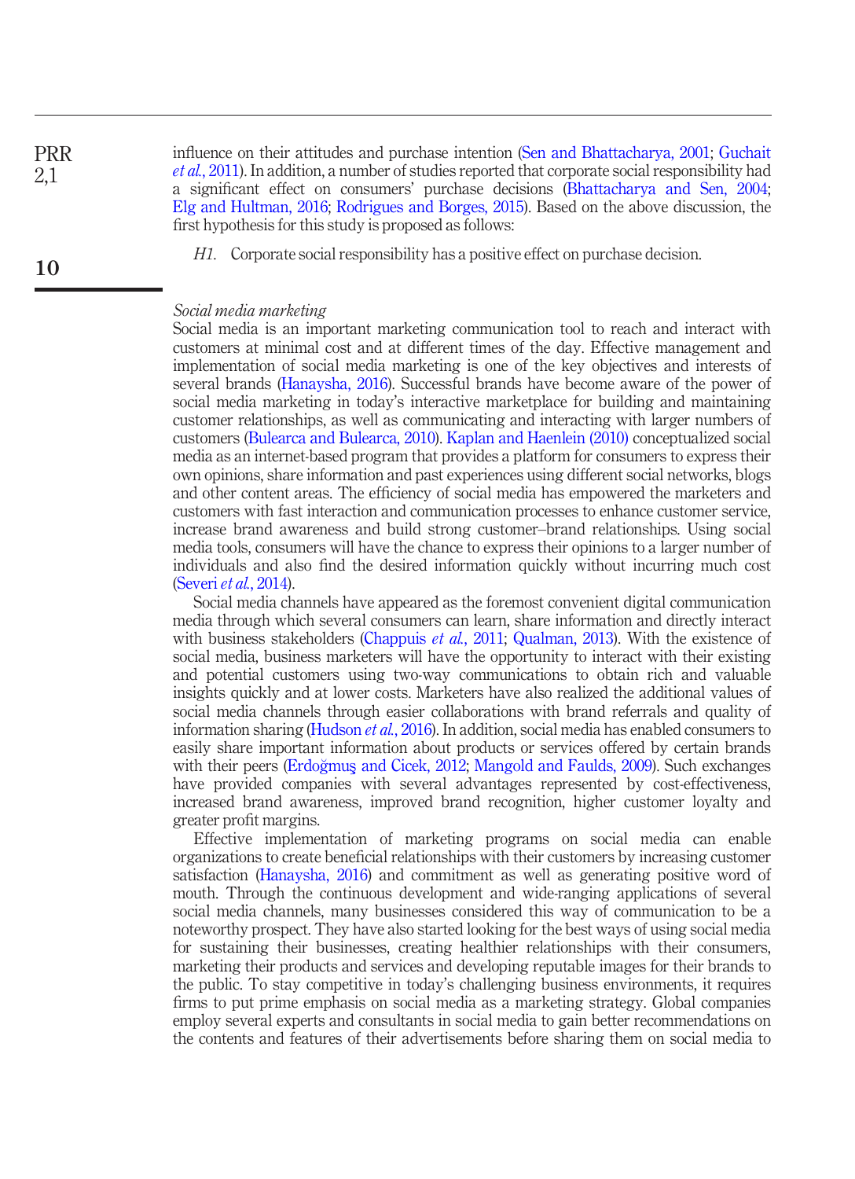influence on their attitudes and purchase intention (Sen and Bhattacharya, 2001; Guchait *et al.*, 2011). In addition, a number of studies reported that corporate social responsibility had a significant effect on consumers' purchase decisions (Bhattacharya and Sen, 2004; Elg and Hultman, 2016; Rodrigues and Borges, 2015). Based on the above discussion, the first hypothesis for this study is proposed as follows:

> *H1.* Corporate social responsibility has a positive effect on purchase decision.

### *Social media marketing*

Social media is an important marketing communication tool to reach and interact with customers at minimal cost and at different times of the day. Effective management and implementation of social media marketing is one of the key objectives and interests of several brands (Hanaysha, 2016). Successful brands have become aware of the power of social media marketing in today's interactive marketplace for building and maintaining customer relationships, as well as communicating and interacting with larger numbers of customers (Bulearca and Bulearca, 2010). Kaplan and Haenlein (2010) conceptualized social media as an internet-based program that provides a platform for consumers to express their own opinions, share information and past experiences using different social networks, blogs and other content areas. The efficiency of social media has empowered the marketers and customers with fast interaction and communication processes to enhance customer service, increase brand awareness and build strong customer–brand relationships. Using social media tools, consumers will have the chance to express their opinions to a larger number of individuals and also find the desired information quickly without incurring much cost (Severi *et al.*, 2014).

Social media channels have appeared as the foremost convenient digital communication media through which several consumers can learn, share information and directly interact with business stakeholders (Chappuis *et al.*, 2011; Qualman, 2013). With the existence of social media, business marketers will have the opportunity to interact with their existing and potential customers using two-way communications to obtain rich and valuable insights quickly and at lower costs. Marketers have also realized the additional values of social media channels through easier collaborations with brand referrals and quality of information sharing (Hudson *et al.*, 2016). In addition, social media has enabled consumers to easily share important information about products or services offered by certain brands with their peers (Erdoğmuş and Cicek, 2012; Mangold and Faulds, 2009). Such exchanges have provided companies with several advantages represented by cost-effectiveness, increased brand awareness, improved brand recognition, higher customer loyalty and greater profit margins.

Effective implementation of marketing programs on social media can enable organizations to create beneficial relationships with their customers by increasing customer satisfaction (Hanaysha, 2016) and commitment as well as generating positive word of mouth. Through the continuous development and wide-ranging applications of several social media channels, many businesses considered this way of communication to be a noteworthy prospect. They have also started looking for the best ways of using social media for sustaining their businesses, creating healthier relationships with their consumers, marketing their products and services and developing reputable images for their brands to the public. To stay competitive in today's challenging business environments, it requires firms to put prime emphasis on social media as a marketing strategy. Global companies employ several experts and consultants in social media to gain better recommendations on the contents and features of their advertisements before sharing them on social media to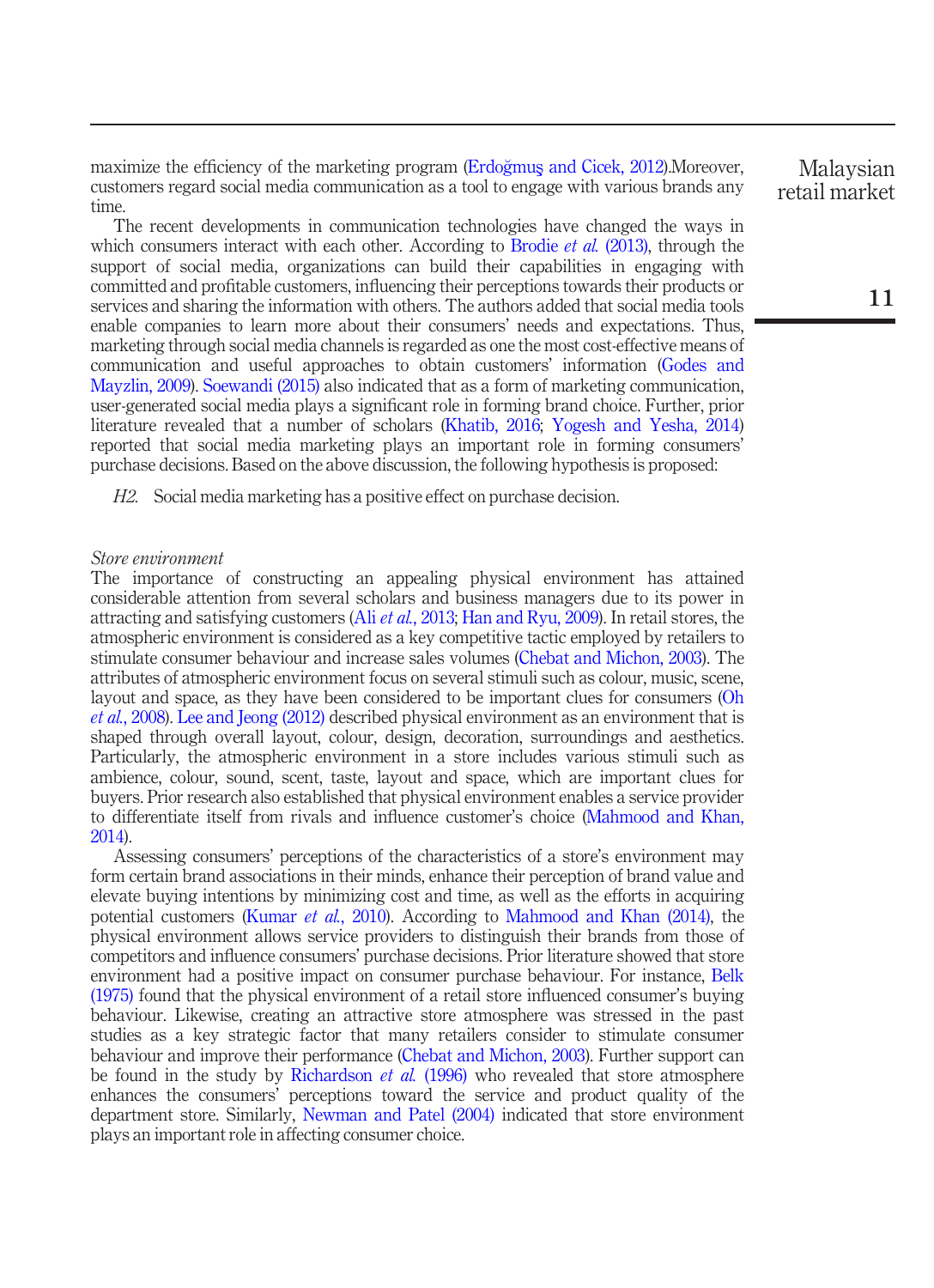maximize the efficiency of the marketing program (Erdoğmuş and Cicek, 2012).Moreover, customers regard social media communication as a tool to engage with various brands any time.

The recent developments in communication technologies have changed the ways in which consumers interact with each other. According to Brodie *et al.* (2013), through the support of social media, organizations can build their capabilities in engaging with committed and profitable customers, influencing their perceptions towards their products or services and sharing the information with others. The authors added that social media tools enable companies to learn more about their consumers' needs and expectations. Thus, marketing through social media channels is regarded as one the most cost-effective means of communication and useful approaches to obtain customers' information (Godes and Mayzlin, 2009). Soewandi (2015) also indicated that as a form of marketing communication, user-generated social media plays a significant role in forming brand choice. Further, prior literature revealed that a number of scholars (Khatib, 2016; Yogesh and Yesha, 2014) reported that social media marketing plays an important role in forming consumers' purchase decisions. Based on the above discussion, the following hypothesis is proposed:

*H2.* Social media marketing has a positive effect on purchase decision.

*Store environment*

The importance of constructing an appealing physical environment has attained considerable attention from several scholars and business managers due to its power in attracting and satisfying customers (Ali *et al.*, 2013; Han and Ryu, 2009). In retail stores, the atmospheric environment is considered as a key competitive tactic employed by retailers to stimulate consumer behaviour and increase sales volumes (Chebat and Michon, 2003). The attributes of atmospheric environment focus on several stimuli such as colour, music, scene, layout and space, as they have been considered to be important clues for consumers (Oh *et al.*, 2008). Lee and Jeong (2012) described physical environment as an environment that is shaped through overall layout, colour, design, decoration, surroundings and aesthetics. Particularly, the atmospheric environment in a store includes various stimuli such as ambience, colour, sound, scent, taste, layout and space, which are important clues for buyers. Prior research also established that physical environment enables a service provider to differentiate itself from rivals and influence customer's choice (Mahmood and Khan, 2014).

Assessing consumers' perceptions of the characteristics of a store's environment may form certain brand associations in their minds, enhance their perception of brand value and elevate buying intentions by minimizing cost and time, as well as the efforts in acquiring potential customers (Kumar *et al.*, 2010). According to Mahmood and Khan (2014), the physical environment allows service providers to distinguish their brands from those of competitors and influence consumers' purchase decisions. Prior literature showed that store environment had a positive impact on consumer purchase behaviour. For instance, Belk (1975) found that the physical environment of a retail store influenced consumer's buying behaviour. Likewise, creating an attractive store atmosphere was stressed in the past studies as a key strategic factor that many retailers consider to stimulate consumer behaviour and improve their performance (Chebat and Michon, 2003). Further support can be found in the study by Richardson *et al.* (1996) who revealed that store atmosphere enhances the consumers' perceptions toward the service and product quality of the department store. Similarly, Newman and Patel (2004) indicated that store environment plays an important role in affecting consumer choice.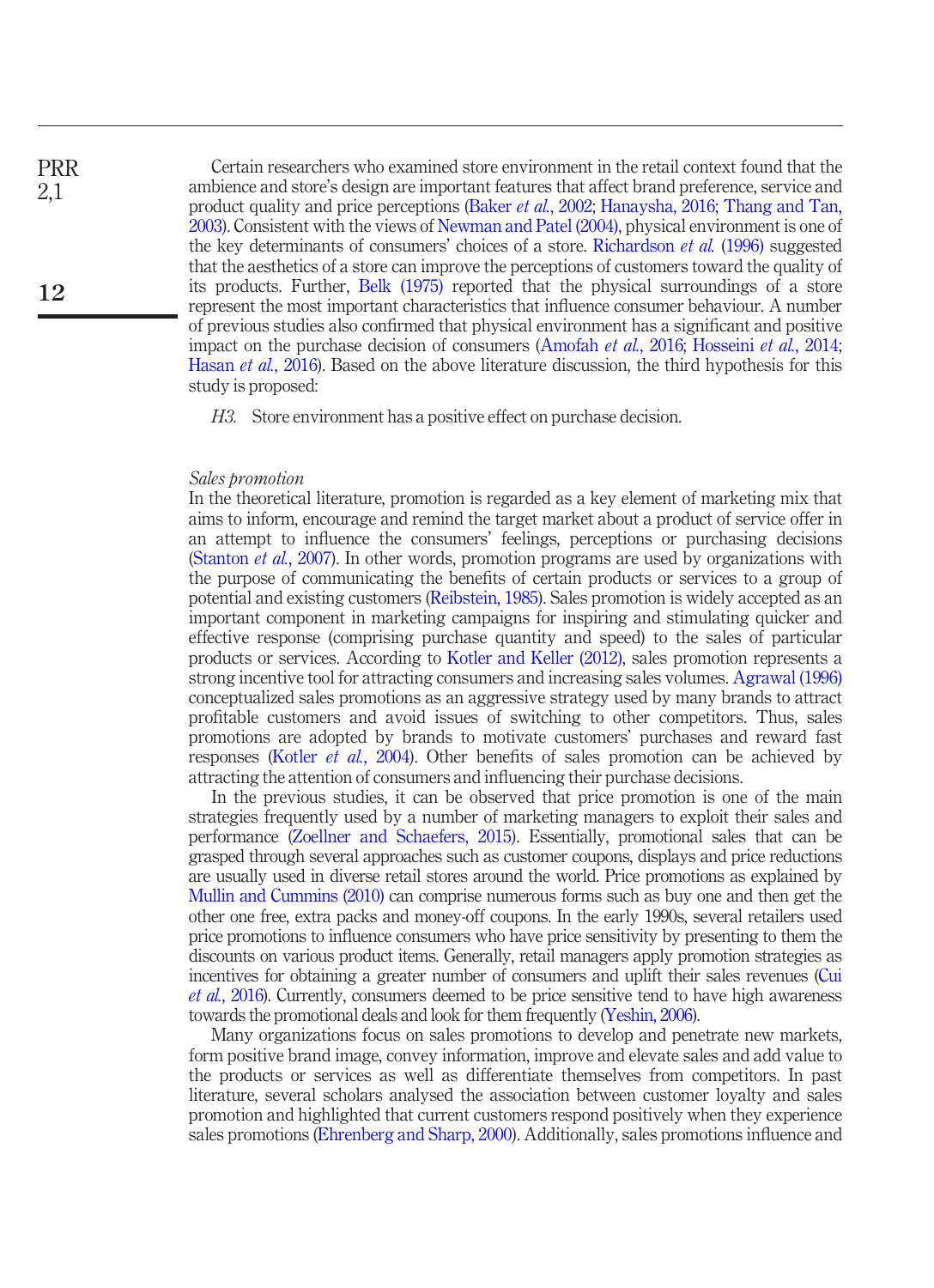Certain researchers who examined store environment in the retail context found that the ambience and store's design are important features that affect brand preference, service and product quality and price perceptions (Baker *et al.*, 2002; Hanaysha, 2016; Thang and Tan, 2003). Consistent with the views of Newman and Patel (2004), physical environment is one of the key determinants of consumers' choices of a store. Richardson *et al.* (1996) suggested that the aesthetics of a store can improve the perceptions of customers toward the quality of its products. Further, Belk (1975) reported that the physical surroundings of a store represent the most important characteristics that influence consumer behaviour. A number of previous studies also confirmed that physical environment has a significant and positive impact on the purchase decision of consumers (Amofah *et al.*, 2016; Hosseini *et al.*, 2014; Hasan *et al.*, 2016). Based on the above literature discussion, the third hypothesis for this study is proposed:

*H3*. Store environment has a positive effect on purchase decision.

### *Sales promotion*

In the theoretical literature, promotion is regarded as a key element of marketing mix that aims to inform, encourage and remind the target market about a product of service offer in an attempt to influence the consumers' feelings, perceptions or purchasing decisions (Stanton *et al.*, 2007). In other words, promotion programs are used by organizations with the purpose of communicating the benefits of certain products or services to a group of potential and existing customers (Reibstein, 1985). Sales promotion is widely accepted as an important component in marketing campaigns for inspiring and stimulating quicker and effective response (comprising purchase quantity and speed) to the sales of particular products or services. According to Kotler and Keller (2012), sales promotion represents a strong incentive tool for attracting consumers and increasing sales volumes. Agrawal (1996) conceptualized sales promotions as an aggressive strategy used by many brands to attract profitable customers and avoid issues of switching to other competitors. Thus, sales promotions are adopted by brands to motivate customers' purchases and reward fast responses (Kotler *et al.*, 2004). Other benefits of sales promotion can be achieved by attracting the attention of consumers and influencing their purchase decisions.

In the previous studies, it can be observed that price promotion is one of the main strategies frequently used by a number of marketing managers to exploit their sales and performance (Zoellner and Schaefers, 2015). Essentially, promotional sales that can be grasped through several approaches such as customer coupons, displays and price reductions are usually used in diverse retail stores around the world. Price promotions as explained by Mullin and Cummins (2010) can comprise numerous forms such as buy one and then get the other one free, extra packs and money-off coupons. In the early 1990s, several retailers used price promotions to influence consumers who have price sensitivity by presenting to them the discounts on various product items. Generally, retail managers apply promotion strategies as incentives for obtaining a greater number of consumers and uplift their sales revenues (Cui *et al.*, 2016). Currently, consumers deemed to be price sensitive tend to have high awareness towards the promotional deals and look for them frequently (Yeshin, 2006).

Many organizations focus on sales promotions to develop and penetrate new markets, form positive brand image, convey information, improve and elevate sales and add value to the products or services as well as differentiate themselves from competitors. In past literature, several scholars analysed the association between customer loyalty and sales promotion and highlighted that current customers respond positively when they experience sales promotions (Ehrenberg and Sharp, 2000). Additionally, sales promotions influence and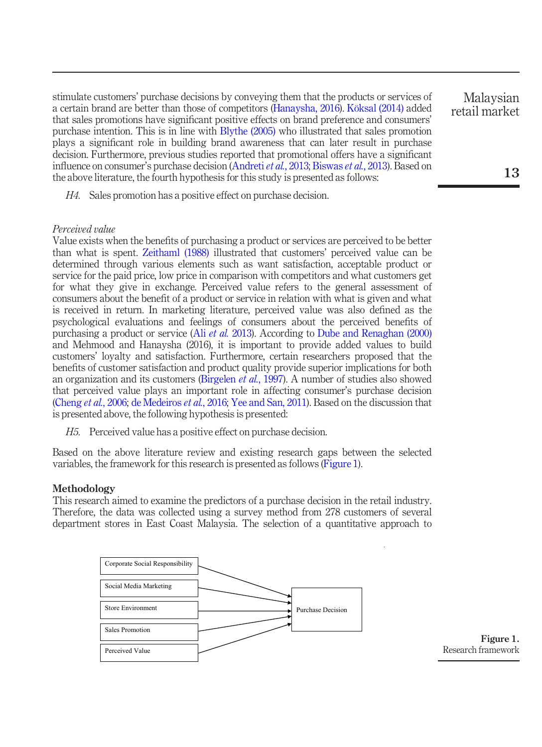stimulate customers' purchase decisions by conveying them that the products or services of a certain brand are better than those of competitors (Hanaysha, 2016). Köksal (2014) added that sales promotions have significant positive effects on brand preference and consumers' purchase intention. This is in line with Blythe (2005) who illustrated that sales promotion plays a significant role in building brand awareness that can later result in purchase decision. Furthermore, previous studies reported that promotional offers have a significant influence on consumer's purchase decision (Andreti *et al.*, 2013; Biswas *et al.*, 2013). Based on the above literature, the fourth hypothesis for this study is presented as follows:

*H4.* Sales promotion has a positive effect on purchase decision.

*Perceived value*

Value exists when the benefits of purchasing a product or services are perceived to be better than what is spent. Zeithaml (1988) illustrated that customers' perceived value can be determined through various elements such as want satisfaction, acceptable product or service for the paid price, low price in comparison with competitors and what customers get for what they give in exchange. Perceived value refers to the general assessment of consumers about the benefit of a product or service in relation with what is given and what is received in return. In marketing literature, perceived value was also defined as the psychological evaluations and feelings of consumers about the perceived benefits of purchasing a product or service (Ali *et al.* 2013). According to Dube and Renaghan (2000) and Mehmood and Hanaysha (2016), it is important to provide added values to build customers' loyalty and satisfaction. Furthermore, certain researchers proposed that the benefits of customer satisfaction and product quality provide superior implications for both an organization and its customers (Birgelen *et al.*, 1997). A number of studies also showed that perceived value plays an important role in affecting consumer's purchase decision (Cheng *et al.*, 2006; de Medeiros *et al.*, 2016; Yee and San, 2011). Based on the discussion that is presented above, the following hypothesis is presented:

*H5.* Perceived value has a positive effect on purchase decision.

Based on the above literature review and existing research gaps between the selected variables, the framework for this research is presented as follows (Figure 1).

## Methodology

This research aimed to examine the predictors of a purchase decision in the retail industry. Therefore, the data was collected using a survey method from 278 customers of several department stores in East Coast Malaysia. The selection of a quantitative approach to

Corporate Social Responsibility → Purchase Decision
Social Media Marketing → Purchase Decision
Store Environment → Purchase Decision
Sales Promotion → Purchase Decision
Perceived Value → Purchase Decision

**Figure 1.** Research framework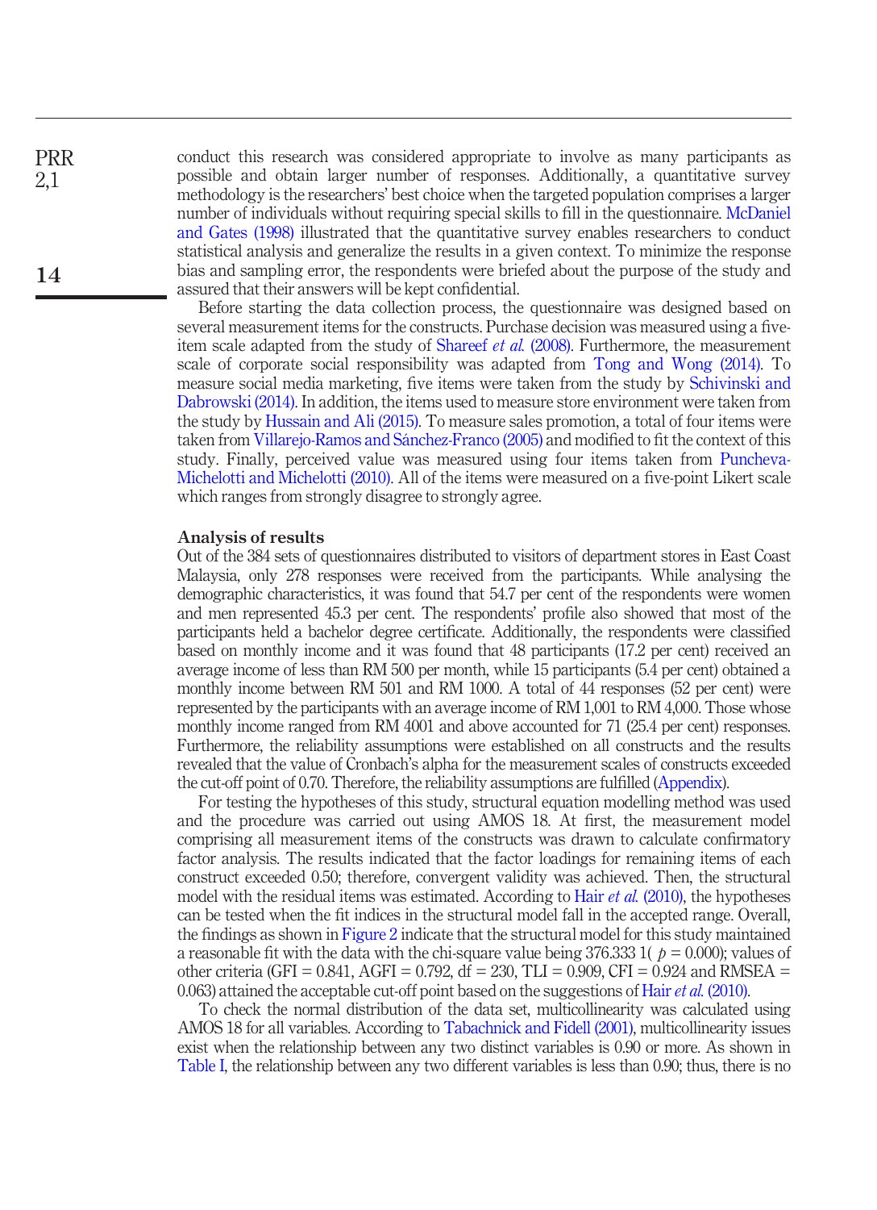conduct this research was considered appropriate to involve as many participants as possible and obtain larger number of responses. Additionally, a quantitative survey methodology is the researchers' best choice when the targeted population comprises a larger number of individuals without requiring special skills to fill in the questionnaire. McDaniel and Gates (1998) illustrated that the quantitative survey enables researchers to conduct statistical analysis and generalize the results in a given context. To minimize the response bias and sampling error, the respondents were briefed about the purpose of the study and assured that their answers will be kept confidential.

Before starting the data collection process, the questionnaire was designed based on several measurement items for the constructs. Purchase decision was measured using a five-item scale adapted from the study of Shareef *et al.* (2008). Furthermore, the measurement scale of corporate social responsibility was adapted from Tong and Wong (2014). To measure social media marketing, five items were taken from the study by Schivinski and Dabrowski (2014). In addition, the items used to measure store environment were taken from the study by Hussain and Ali (2015). To measure sales promotion, a total of four items were taken from Villarejo-Ramos and Sánchez-Franco (2005) and modified to fit the context of this study. Finally, perceived value was measured using four items taken from Puncheva-Michelotti and Michelotti (2010). All of the items were measured on a five-point Likert scale which ranges from strongly disagree to strongly agree.

## Analysis of results

Out of the 384 sets of questionnaires distributed to visitors of department stores in East Coast Malaysia, only 278 responses were received from the participants. While analysing the demographic characteristics, it was found that 54.7 per cent of the respondents were women and men represented 45.3 per cent. The respondents' profile also showed that most of the participants held a bachelor degree certificate. Additionally, the respondents were classified based on monthly income and it was found that 48 participants (17.2 per cent) received an average income of less than RM 500 per month, while 15 participants (5.4 per cent) obtained a monthly income between RM 501 and RM 1000. A total of 44 responses (52 per cent) were represented by the participants with an average income of RM 1,001 to RM 4,000. Those whose monthly income ranged from RM 4001 and above accounted for 71 (25.4 per cent) responses. Furthermore, the reliability assumptions were established on all constructs and the results revealed that the value of Cronbach's alpha for the measurement scales of constructs exceeded the cut-off point of 0.70. Therefore, the reliability assumptions are fulfilled (Appendix).

For testing the hypotheses of this study, structural equation modelling method was used and the procedure was carried out using AMOS 18. At first, the measurement model comprising all measurement items of the constructs was drawn to calculate confirmatory factor analysis. The results indicated that the factor loadings for remaining items of each construct exceeded 0.50; therefore, convergent validity was achieved. Then, the structural model with the residual items was estimated. According to Hair *et al.* (2010), the hypotheses can be tested when the fit indices in the structural model fall in the accepted range. Overall, the findings as shown in Figure 2 indicate that the structural model for this study maintained a reasonable fit with the data with the chi-square value being 376.333 1( $p = 0.000$); values of other criteria (GFI = 0.841, AGFI = 0.792, df = 230, TLI = 0.909, CFI = 0.924 and RMSEA = 0.063) attained the acceptable cut-off point based on the suggestions of Hair *et al.* (2010).

To check the normal distribution of the data set, multicollinearity was calculated using AMOS 18 for all variables. According to Tabachnick and Fidell (2001), multicollinearity issues exist when the relationship between any two distinct variables is 0.90 or more. As shown in Table I, the relationship between any two different variables is less than 0.90; thus, there is no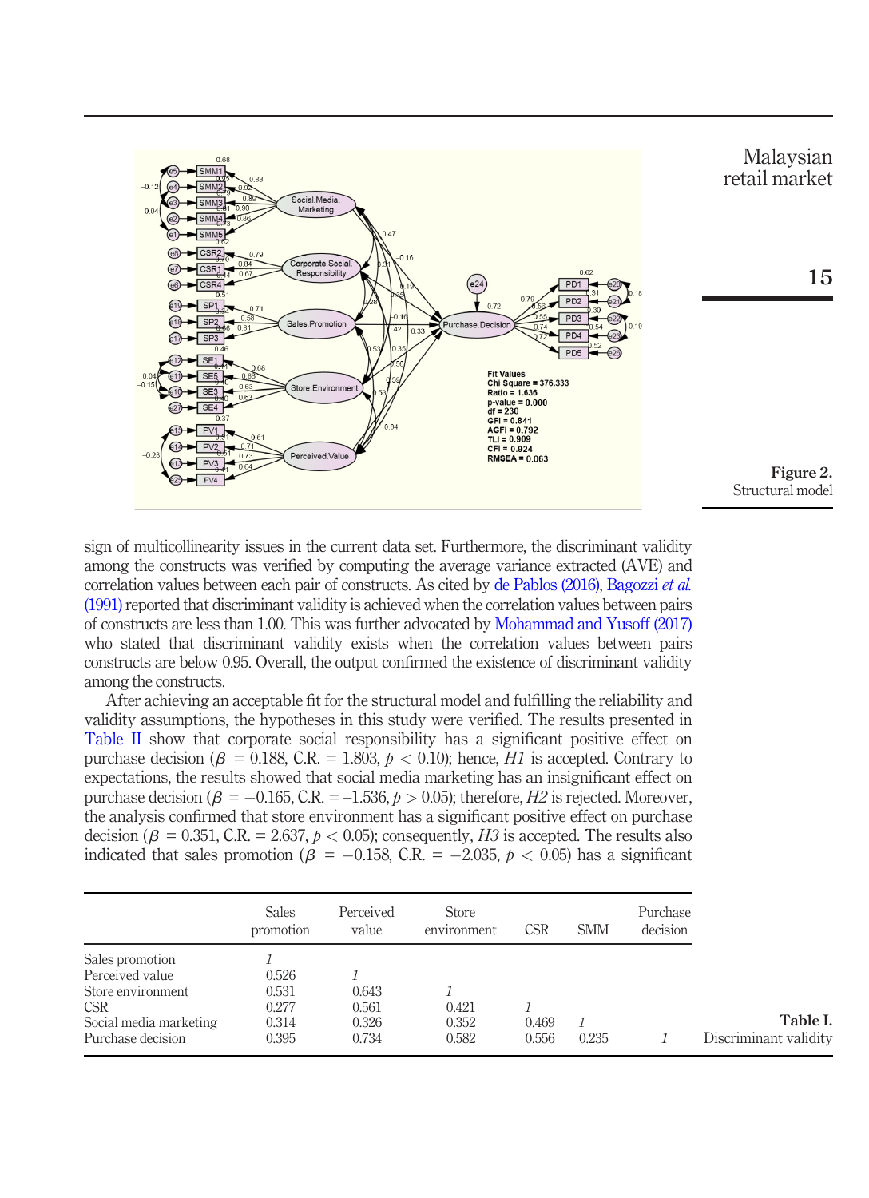Figure 2.
Structural model

sign of multicollinearity issues in the current data set. Furthermore, the discriminant validity among the constructs was verified by computing the average variance extracted (AVE) and correlation values between each pair of constructs. As cited by de Pablos (2016), Bagozzi *et al.* (1991) reported that discriminant validity is achieved when the correlation values between pairs of constructs are less than 1.00. This was further advocated by Mohammad and Yusoff (2017) who stated that discriminant validity exists when the correlation values between pairs constructs are below 0.95. Overall, the output confirmed the existence of discriminant validity among the constructs.

After achieving an acceptable fit for the structural model and fulfilling the reliability and validity assumptions, the hypotheses in this study were verified. The results presented in Table II show that corporate social responsibility has a significant positive effect on purchase decision ($\beta$ = 0.188, C.R. = 1.803, $p < 0.10$); hence, *H1* is accepted. Contrary to expectations, the results showed that social media marketing has an insignificant effect on purchase decision ($\beta$ = –0.165, C.R. = –1.536, $p > 0.05$); therefore, *H2* is rejected. Moreover, the analysis confirmed that store environment has a significant positive effect on purchase decision ($\beta$ = 0.351, C.R. = 2.637, $p < 0.05$); consequently, *H3* is accepted. The results also indicated that sales promotion ($\beta$ = –0.158, C.R. = –2.035, $p < 0.05$) has a significant

**Table I.** Discriminant validity

| | Sales promotion | Perceived value | Store environment | CSR | SMM | Purchase decision |
|---|---|---|---|---|---|---|
| Sales promotion | *1* | | | | | |
| Perceived value | 0.526 | *1* | | | | |
| Store environment | 0.531 | 0.643 | *1* | | | |
| CSR | 0.277 | 0.561 | 0.421 | *1* | | |
| Social media marketing | 0.314 | 0.326 | 0.352 | 0.469 | *1* | |
| Purchase decision | 0.395 | 0.734 | 0.582 | 0.556 | 0.235 | *1* |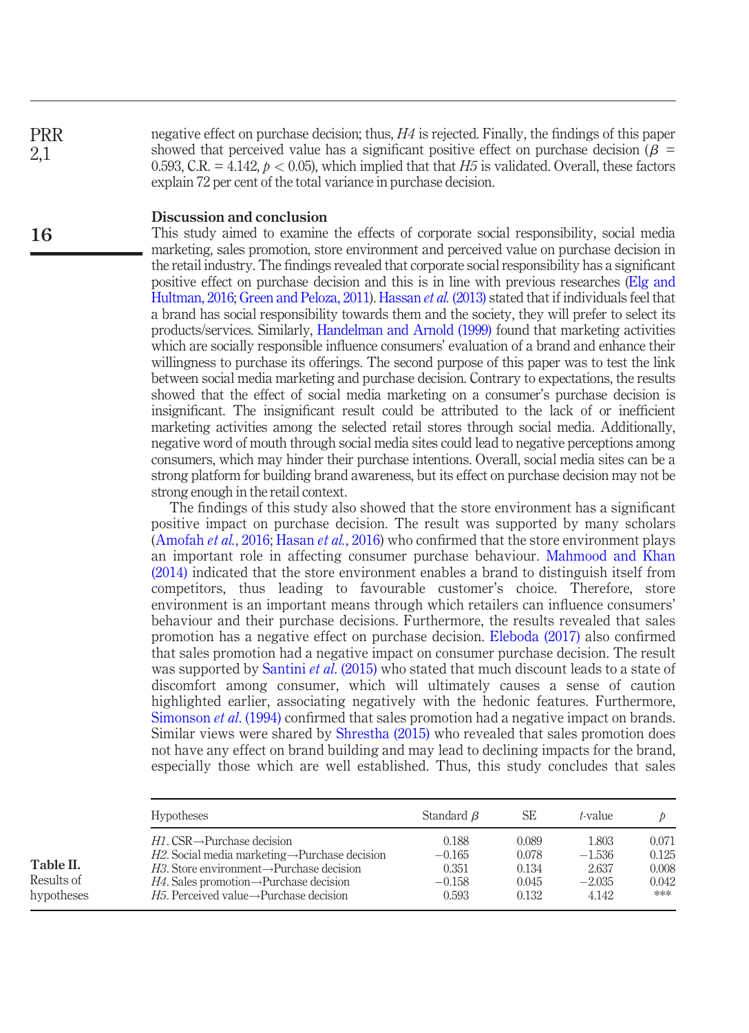negative effect on purchase decision; thus, *H4* is rejected. Finally, the findings of this paper showed that perceived value has a significant positive effect on purchase decision ($\beta$ = 0.593, C.R. = 4.142, $p < 0.05$), which implied that that *H5* is validated. Overall, these factors explain 72 per cent of the total variance in purchase decision.

## Discussion and conclusion

This study aimed to examine the effects of corporate social responsibility, social media marketing, sales promotion, store environment and perceived value on purchase decision in the retail industry. The findings revealed that corporate social responsibility has a significant positive effect on purchase decision and this is in line with previous researches (Elg and Hultman, 2016; Green and Peloza, 2011). Hassan *et al.* (2013) stated that if individuals feel that a brand has social responsibility towards them and the society, they will prefer to select its products/services. Similarly, Handelman and Arnold (1999) found that marketing activities which are socially responsible influence consumers' evaluation of a brand and enhance their willingness to purchase its offerings. The second purpose of this paper was to test the link between social media marketing and purchase decision. Contrary to expectations, the results showed that the effect of social media marketing on a consumer's purchase decision is insignificant. The insignificant result could be attributed to the lack of or inefficient marketing activities among the selected retail stores through social media. Additionally, negative word of mouth through social media sites could lead to negative perceptions among consumers, which may hinder their purchase intentions. Overall, social media sites can be a strong platform for building brand awareness, but its effect on purchase decision may not be strong enough in the retail context.

The findings of this study also showed that the store environment has a significant positive impact on purchase decision. The result was supported by many scholars (Amofah *et al.*, 2016; Hasan *et al.*, 2016) who confirmed that the store environment plays an important role in affecting consumer purchase behaviour. Mahmood and Khan (2014) indicated that the store environment enables a brand to distinguish itself from competitors, thus leading to favourable customer's choice. Therefore, store environment is an important means through which retailers can influence consumers' behaviour and their purchase decisions. Furthermore, the results revealed that sales promotion has a negative effect on purchase decision. Eleboda (2017) also confirmed that sales promotion had a negative impact on consumer purchase decision. The result was supported by Santini *et al.* (2015) who stated that much discount leads to a state of discomfort among consumer, which will ultimately causes a sense of caution highlighted earlier, associating negatively with the hedonic features. Furthermore, Simonson *et al.* (1994) confirmed that sales promotion had a negative impact on brands. Similar views were shared by Shrestha (2015) who revealed that sales promotion does not have any effect on brand building and may lead to declining impacts for the brand, especially those which are well established. Thus, this study concludes that sales

**Table II.** Results of hypotheses

| Hypotheses | Standard $\beta$ | SE | *t*-value | *p* |
|---|---|---|---|---|
| *H1*. CSR→Purchase decision | 0.188 | 0.089 | 1.803 | 0.071 |
| *H2*. Social media marketing→Purchase decision | −0.165 | 0.078 | −1.536 | 0.125 |
| *H3*. Store environment→Purchase decision | 0.351 | 0.134 | 2.637 | 0.008 |
| *H4*. Sales promotion→Purchase decision | −0.158 | 0.045 | −2.035 | 0.042 |
| *H5*. Perceived value→Purchase decision | 0.593 | 0.132 | 4.142 | *** |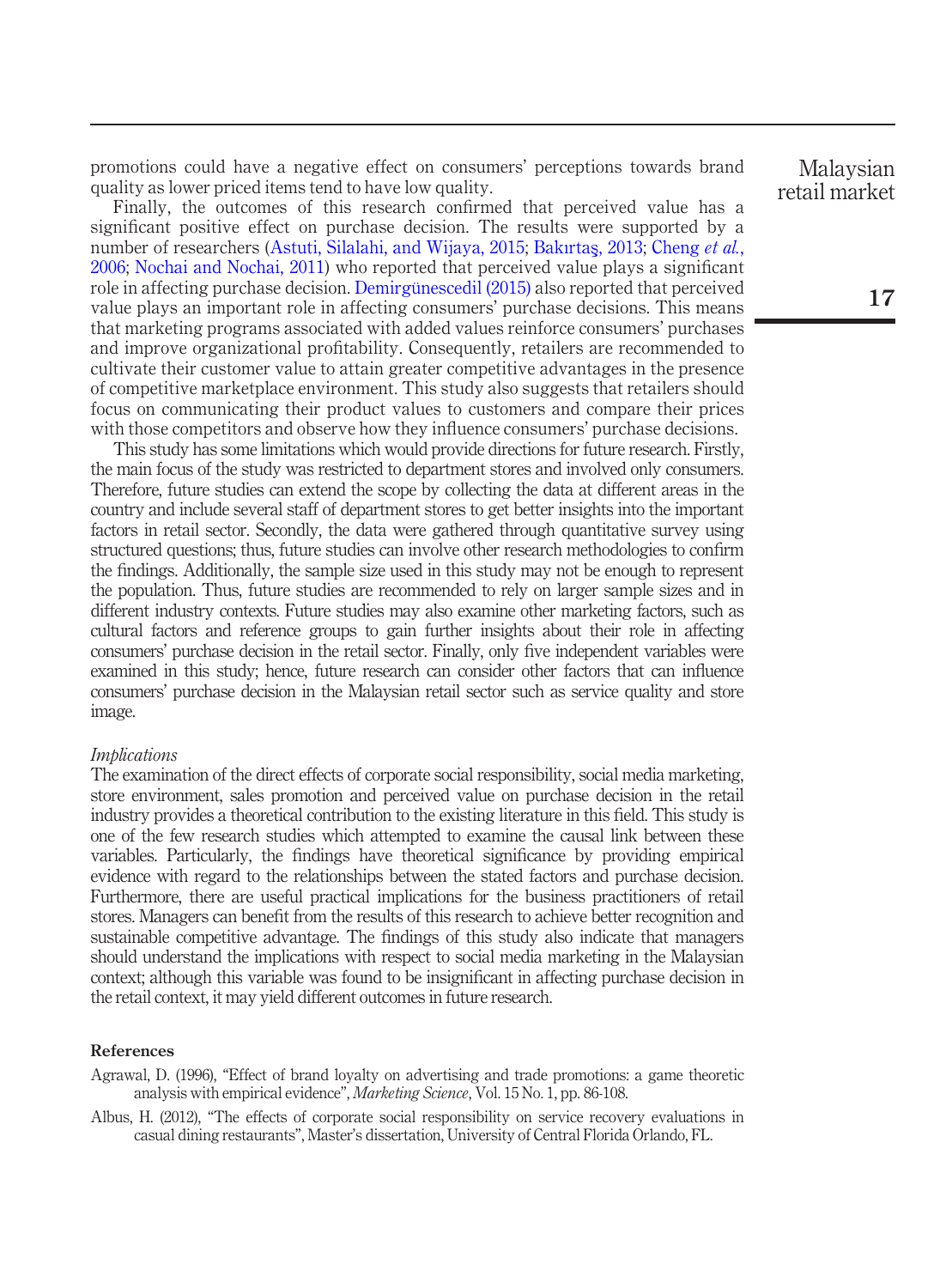promotions could have a negative effect on consumers' perceptions towards brand quality as lower priced items tend to have low quality.

Finally, the outcomes of this research confirmed that perceived value has a significant positive effect on purchase decision. The results were supported by a number of researchers (Astuti, Silalahi, and Wijaya, 2015; Bakırtaş, 2013; Cheng *et al.*, 2006; Nochai and Nochai, 2011) who reported that perceived value plays a significant role in affecting purchase decision. Demirgünescedil (2015) also reported that perceived value plays an important role in affecting consumers' purchase decisions. This means that marketing programs associated with added values reinforce consumers' purchases and improve organizational profitability. Consequently, retailers are recommended to cultivate their customer value to attain greater competitive advantages in the presence of competitive marketplace environment. This study also suggests that retailers should focus on communicating their product values to customers and compare their prices with those competitors and observe how they influence consumers' purchase decisions.

This study has some limitations which would provide directions for future research. Firstly, the main focus of the study was restricted to department stores and involved only consumers. Therefore, future studies can extend the scope by collecting the data at different areas in the country and include several staff of department stores to get better insights into the important factors in retail sector. Secondly, the data were gathered through quantitative survey using structured questions; thus, future studies can involve other research methodologies to confirm the findings. Additionally, the sample size used in this study may not be enough to represent the population. Thus, future studies are recommended to rely on larger sample sizes and in different industry contexts. Future studies may also examine other marketing factors, such as cultural factors and reference groups to gain further insights about their role in affecting consumers' purchase decision in the retail sector. Finally, only five independent variables were examined in this study; hence, future research can consider other factors that can influence consumers' purchase decision in the Malaysian retail sector such as service quality and store image.

*Implications*

The examination of the direct effects of corporate social responsibility, social media marketing, store environment, sales promotion and perceived value on purchase decision in the retail industry provides a theoretical contribution to the existing literature in this field. This study is one of the few research studies which attempted to examine the causal link between these variables. Particularly, the findings have theoretical significance by providing empirical evidence with regard to the relationships between the stated factors and purchase decision. Furthermore, there are useful practical implications for the business practitioners of retail stores. Managers can benefit from the results of this research to achieve better recognition and sustainable competitive advantage. The findings of this study also indicate that managers should understand the implications with respect to social media marketing in the Malaysian context; although this variable was found to be insignificant in affecting purchase decision in the retail context, it may yield different outcomes in future research.

**References**

Agrawal, D. (1996), "Effect of brand loyalty on advertising and trade promotions: a game theoretic analysis with empirical evidence", *Marketing Science*, Vol. 15 No. 1, pp. 86-108.

Albus, H. (2012), "The effects of corporate social responsibility on service recovery evaluations in casual dining restaurants", Master's dissertation, University of Central Florida Orlando, FL.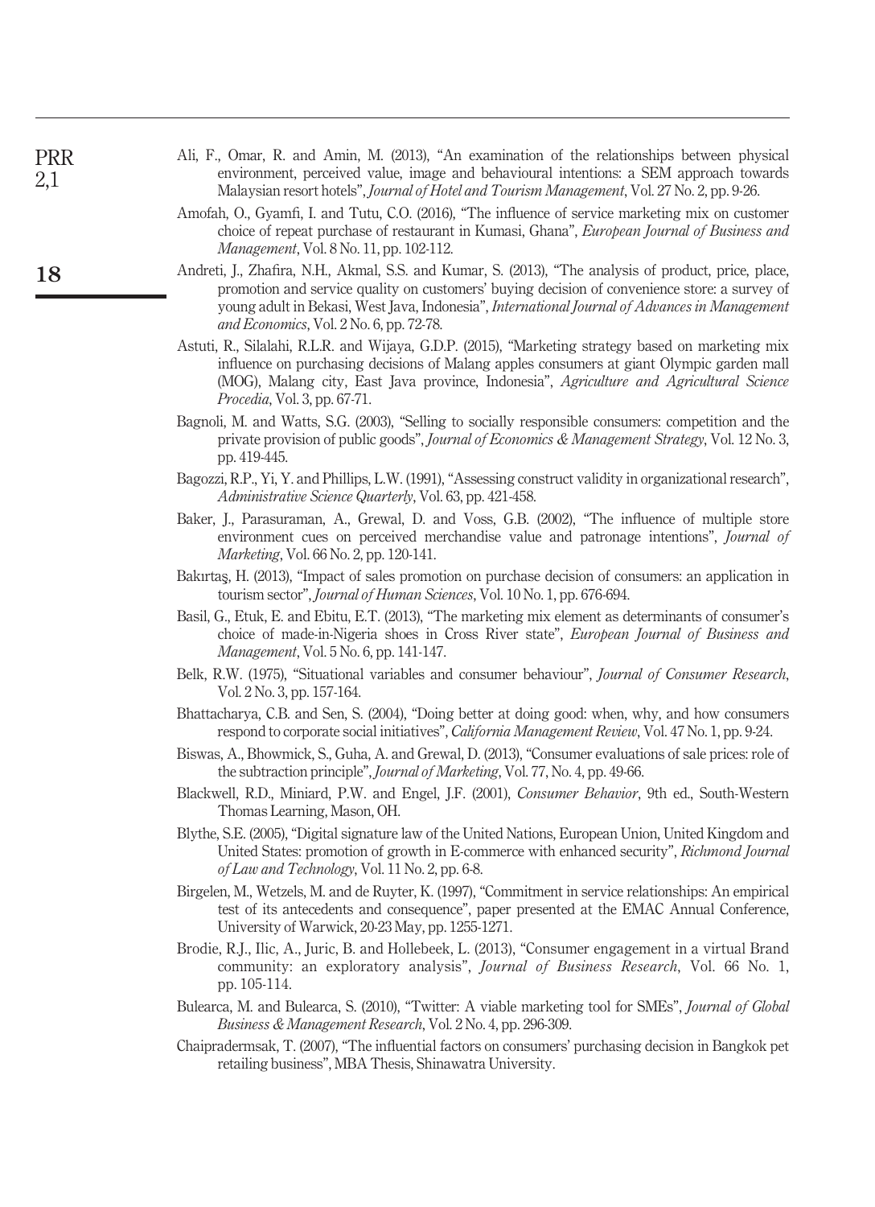Ali, F., Omar, R. and Amin, M. (2013), "An examination of the relationships between physical environment, perceived value, image and behavioural intentions: a SEM approach towards Malaysian resort hotels", *Journal of Hotel and Tourism Management*, Vol. 27 No. 2, pp. 9-26.

Amofah, O., Gyamfi, I. and Tutu, C.O. (2016), "The influence of service marketing mix on customer choice of repeat purchase of restaurant in Kumasi, Ghana", *European Journal of Business and Management*, Vol. 8 No. 11, pp. 102-112.

Andreti, J., Zhafira, N.H., Akmal, S.S. and Kumar, S. (2013), "The analysis of product, price, place, promotion and service quality on customers' buying decision of convenience store: a survey of young adult in Bekasi, West Java, Indonesia", *International Journal of Advances in Management and Economics*, Vol. 2 No. 6, pp. 72-78.

Astuti, R., Silalahi, R.L.R. and Wijaya, G.D.P. (2015), "Marketing strategy based on marketing mix influence on purchasing decisions of Malang apples consumers at giant Olympic garden mall (MOG), Malang city, East Java province, Indonesia", *Agriculture and Agricultural Science Procedia*, Vol. 3, pp. 67-71.

Bagnoli, M. and Watts, S.G. (2003), "Selling to socially responsible consumers: competition and the private provision of public goods", *Journal of Economics & Management Strategy*, Vol. 12 No. 3, pp. 419-445.

Bagozzi, R.P., Yi, Y. and Phillips, L.W. (1991), "Assessing construct validity in organizational research", *Administrative Science Quarterly*, Vol. 63, pp. 421-458.

Baker, J., Parasuraman, A., Grewal, D. and Voss, G.B. (2002), "The influence of multiple store environment cues on perceived merchandise value and patronage intentions", *Journal of Marketing*, Vol. 66 No. 2, pp. 120-141.

Bakırtaş, H. (2013), "Impact of sales promotion on purchase decision of consumers: an application in tourism sector", *Journal of Human Sciences*, Vol. 10 No. 1, pp. 676-694.

Basil, G., Etuk, E. and Ebitu, E.T. (2013), "The marketing mix element as determinants of consumer's choice of made-in-Nigeria shoes in Cross River state", *European Journal of Business and Management*, Vol. 5 No. 6, pp. 141-147.

Belk, R.W. (1975), "Situational variables and consumer behaviour", *Journal of Consumer Research*, Vol. 2 No. 3, pp. 157-164.

Bhattacharya, C.B. and Sen, S. (2004), "Doing better at doing good: when, why, and how consumers respond to corporate social initiatives", *California Management Review*, Vol. 47 No. 1, pp. 9-24.

Biswas, A., Bhowmick, S., Guha, A. and Grewal, D. (2013), "Consumer evaluations of sale prices: role of the subtraction principle", *Journal of Marketing*, Vol. 77, No. 4, pp. 49-66.

Blackwell, R.D., Miniard, P.W. and Engel, J.F. (2001), *Consumer Behavior*, 9th ed., South-Western Thomas Learning, Mason, OH.

Blythe, S.E. (2005), "Digital signature law of the United Nations, European Union, United Kingdom and United States: promotion of growth in E-commerce with enhanced security", *Richmond Journal of Law and Technology*, Vol. 11 No. 2, pp. 6-8.

Birgelen, M., Wetzels, M. and de Ruyter, K. (1997), "Commitment in service relationships: An empirical test of its antecedents and consequence", paper presented at the EMAC Annual Conference, University of Warwick, 20-23 May, pp. 1255-1271.

Brodie, R.J., Ilic, A., Juric, B. and Hollebeek, L. (2013), "Consumer engagement in a virtual Brand community: an exploratory analysis", *Journal of Business Research*, Vol. 66 No. 1, pp. 105-114.

Bulearca, M. and Bulearca, S. (2010), "Twitter: A viable marketing tool for SMEs", *Journal of Global Business & Management Research*, Vol. 2 No. 4, pp. 296-309.

Chaipradermsak, T. (2007), "The influential factors on consumers' purchasing decision in Bangkok pet retailing business", MBA Thesis, Shinawatra University.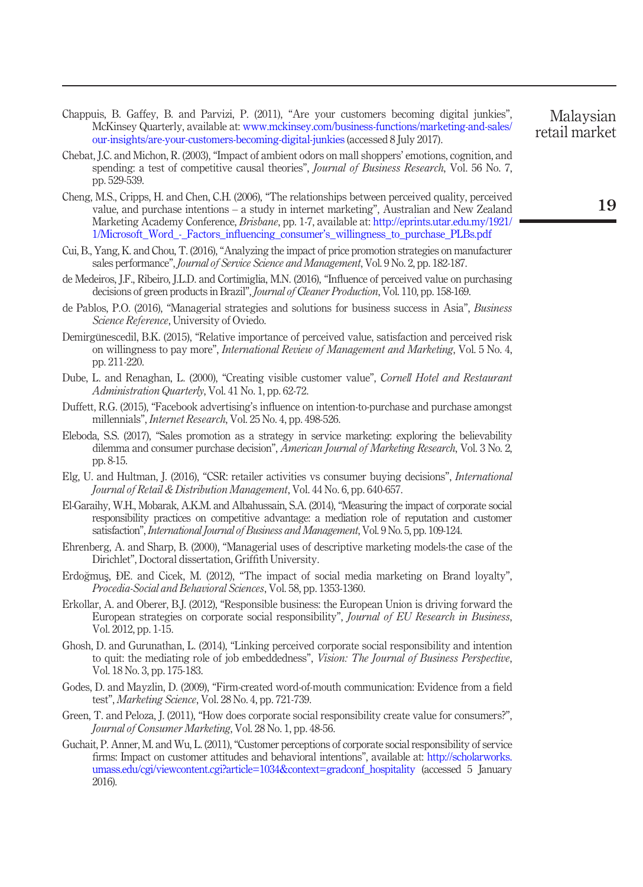Chappuis, B. Gaffey, B. and Parvizi, P. (2011), "Are your customers becoming digital junkies", McKinsey Quarterly, available at: www.mckinsey.com/business-functions/marketing-and-sales/our-insights/are-your-customers-becoming-digital-junkies (accessed 8 July 2017).

Chebat, J.C. and Michon, R. (2003), "Impact of ambient odors on mall shoppers' emotions, cognition, and spending: a test of competitive causal theories", *Journal of Business Research*, Vol. 56 No. 7, pp. 529-539.

Cheng, M.S., Cripps, H. and Chen, C.H. (2006), "The relationships between perceived quality, perceived value, and purchase intentions – a study in internet marketing", Australian and New Zealand Marketing Academy Conference, *Brisbane*, pp. 1-7, available at: http://eprints.utar.edu.my/1921/1/Microsoft_Word_-_Factors_influencing_consumer's_willingness_to_purchase_PLBs.pdf

Cui, B., Yang, K. and Chou, T. (2016), "Analyzing the impact of price promotion strategies on manufacturer sales performance", *Journal of Service Science and Management*, Vol. 9 No. 2, pp. 182-187.

de Medeiros, J.F., Ribeiro, J.L.D. and Cortimiglia, M.N. (2016), "Influence of perceived value on purchasing decisions of green products in Brazil", *Journal of Cleaner Production*, Vol. 110, pp. 158-169.

de Pablos, P.O. (2016), "Managerial strategies and solutions for business success in Asia", *Business Science Reference*, University of Oviedo.

Demirgünescedil, B.K. (2015), "Relative importance of perceived value, satisfaction and perceived risk on willingness to pay more", *International Review of Management and Marketing*, Vol. 5 No. 4, pp. 211-220.

Dube, L. and Renaghan, L. (2000), "Creating visible customer value", *Cornell Hotel and Restaurant Administration Quarterly*, Vol. 41 No. 1, pp. 62-72.

Duffett, R.G. (2015), "Facebook advertising's influence on intention-to-purchase and purchase amongst millennials", *Internet Research*, Vol. 25 No. 4, pp. 498-526.

Eleboda, S.S. (2017), "Sales promotion as a strategy in service marketing: exploring the believability dilemma and consumer purchase decision", *American Journal of Marketing Research*, Vol. 3 No. 2, pp. 8-15.

Elg, U. and Hultman, J. (2016), "CSR: retailer activities vs consumer buying decisions", *International Journal of Retail & Distribution Management*, Vol. 44 No. 6, pp. 640-657.

El-Garaihy, W.H., Mobarak, A.K.M. and Albahussain, S.A. (2014), "Measuring the impact of corporate social responsibility practices on competitive advantage: a mediation role of reputation and customer satisfaction", *International Journal of Business and Management*, Vol. 9 No. 5, pp. 109-124.

Ehrenberg, A. and Sharp, B. (2000), "Managerial uses of descriptive marketing models-the case of the Dirichlet", Doctoral dissertation, Griffith University.

Erdoğmuş, ĐE. and Cicek, M. (2012), "The impact of social media marketing on Brand loyalty", *Procedia-Social and Behavioral Sciences*, Vol. 58, pp. 1353-1360.

Erkollar, A. and Oberer, B.J. (2012), "Responsible business: the European Union is driving forward the European strategies on corporate social responsibility", *Journal of EU Research in Business*, Vol. 2012, pp. 1-15.

Ghosh, D. and Gurunathan, L. (2014), "Linking perceived corporate social responsibility and intention to quit: the mediating role of job embeddedness", *Vision: The Journal of Business Perspective*, Vol. 18 No. 3, pp. 175-183.

Godes, D. and Mayzlin, D. (2009), "Firm-created word-of-mouth communication: Evidence from a field test", *Marketing Science*, Vol. 28 No. 4, pp. 721-739.

Green, T. and Peloza, J. (2011), "How does corporate social responsibility create value for consumers?", *Journal of Consumer Marketing*, Vol. 28 No. 1, pp. 48-56.

Guchait, P. Anner, M. and Wu, L. (2011), "Customer perceptions of corporate social responsibility of service firms: Impact on customer attitudes and behavioral intentions", available at: http://scholarworks.umass.edu/cgi/viewcontent.cgi?article=1034&context=gradconf_hospitality (accessed 5 January 2016).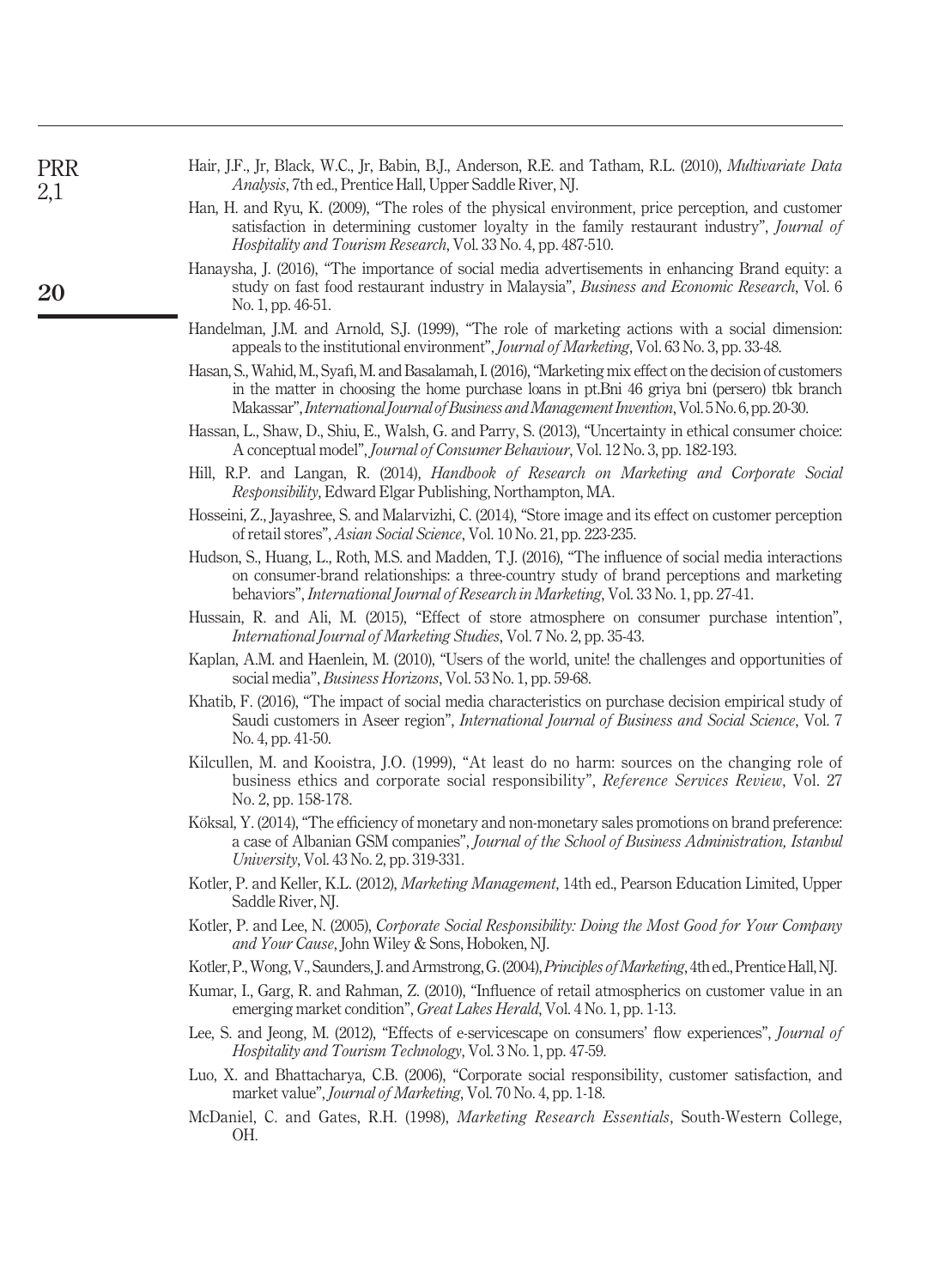Hair, J.F., Jr, Black, W.C., Jr, Babin, B.J., Anderson, R.E. and Tatham, R.L. (2010), *Multivariate Data Analysis*, 7th ed., Prentice Hall, Upper Saddle River, NJ.

Han, H. and Ryu, K. (2009), "The roles of the physical environment, price perception, and customer satisfaction in determining customer loyalty in the family restaurant industry", *Journal of Hospitality and Tourism Research*, Vol. 33 No. 4, pp. 487-510.

Hanaysha, J. (2016), "The importance of social media advertisements in enhancing Brand equity: a study on fast food restaurant industry in Malaysia", *Business and Economic Research*, Vol. 6 No. 1, pp. 46-51.

Handelman, J.M. and Arnold, S.J. (1999), "The role of marketing actions with a social dimension: appeals to the institutional environment", *Journal of Marketing*, Vol. 63 No. 3, pp. 33-48.

Hasan, S., Wahid, M., Syafi, M. and Basalamah, I. (2016), "Marketing mix effect on the decision of customers in the matter in choosing the home purchase loans in pt.Bni 46 griya bni (persero) tbk branch Makassar", *International Journal of Business and Management Invention*, Vol. 5 No. 6, pp. 20-30.

Hassan, L., Shaw, D., Shiu, E., Walsh, G. and Parry, S. (2013), "Uncertainty in ethical consumer choice: A conceptual model", *Journal of Consumer Behaviour*, Vol. 12 No. 3, pp. 182-193.

Hill, R.P. and Langan, R. (2014), *Handbook of Research on Marketing and Corporate Social Responsibility*, Edward Elgar Publishing, Northampton, MA.

Hosseini, Z., Jayashree, S. and Malarvizhi, C. (2014), "Store image and its effect on customer perception of retail stores", *Asian Social Science*, Vol. 10 No. 21, pp. 223-235.

Hudson, S., Huang, L., Roth, M.S. and Madden, T.J. (2016), "The influence of social media interactions on consumer-brand relationships: a three-country study of brand perceptions and marketing behaviors", *International Journal of Research in Marketing*, Vol. 33 No. 1, pp. 27-41.

Hussain, R. and Ali, M. (2015), "Effect of store atmosphere on consumer purchase intention", *International Journal of Marketing Studies*, Vol. 7 No. 2, pp. 35-43.

Kaplan, A.M. and Haenlein, M. (2010), "Users of the world, unite! the challenges and opportunities of social media", *Business Horizons*, Vol. 53 No. 1, pp. 59-68.

Khatib, F. (2016), "The impact of social media characteristics on purchase decision empirical study of Saudi customers in Aseer region", *International Journal of Business and Social Science*, Vol. 7 No. 4, pp. 41-50.

Kilcullen, M. and Kooistra, J.O. (1999), "At least do no harm: sources on the changing role of business ethics and corporate social responsibility", *Reference Services Review*, Vol. 27 No. 2, pp. 158-178.

Köksal, Y. (2014), "The efficiency of monetary and non-monetary sales promotions on brand preference: a case of Albanian GSM companies", *Journal of the School of Business Administration, Istanbul University*, Vol. 43 No. 2, pp. 319-331.

Kotler, P. and Keller, K.L. (2012), *Marketing Management*, 14th ed., Pearson Education Limited, Upper Saddle River, NJ.

Kotler, P. and Lee, N. (2005), *Corporate Social Responsibility: Doing the Most Good for Your Company and Your Cause*, John Wiley & Sons, Hoboken, NJ.

Kotler, P., Wong, V., Saunders, J. and Armstrong, G. (2004), *Principles of Marketing*, 4th ed., Prentice Hall, NJ.

Kumar, I., Garg, R. and Rahman, Z. (2010), "Influence of retail atmospherics on customer value in an emerging market condition", *Great Lakes Herald*, Vol. 4 No. 1, pp. 1-13.

Lee, S. and Jeong, M. (2012), "Effects of e-servicescape on consumers' flow experiences", *Journal of Hospitality and Tourism Technology*, Vol. 3 No. 1, pp. 47-59.

Luo, X. and Bhattacharya, C.B. (2006), "Corporate social responsibility, customer satisfaction, and market value", *Journal of Marketing*, Vol. 70 No. 4, pp. 1-18.

McDaniel, C. and Gates, R.H. (1998), *Marketing Research Essentials*, South-Western College, OH.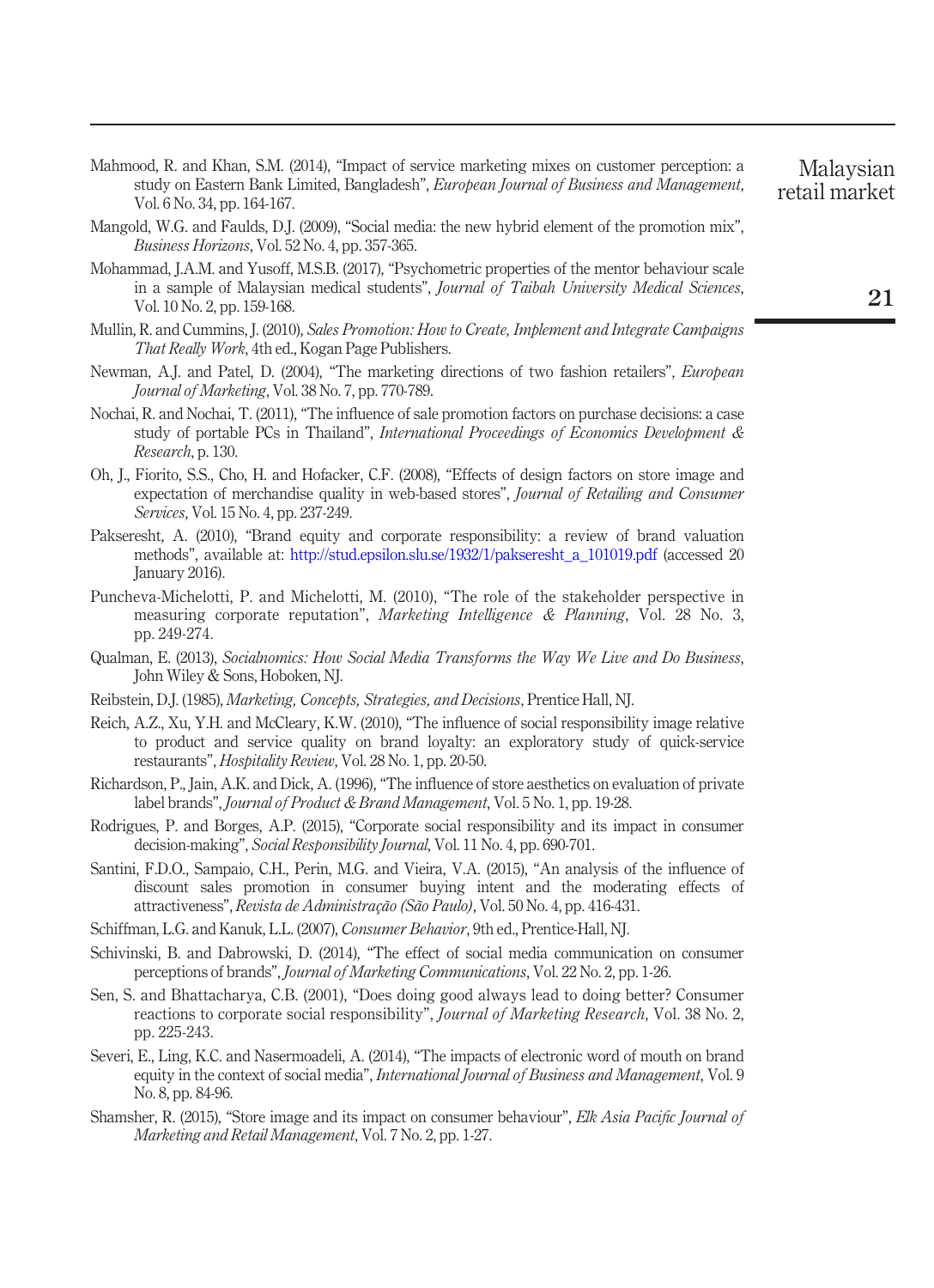Mahmood, R. and Khan, S.M. (2014), "Impact of service marketing mixes on customer perception: a study on Eastern Bank Limited, Bangladesh", *European Journal of Business and Management*, Vol. 6 No. 34, pp. 164-167.

Mangold, W.G. and Faulds, D.J. (2009), "Social media: the new hybrid element of the promotion mix", *Business Horizons*, Vol. 52 No. 4, pp. 357-365.

Mohammad, J.A.M. and Yusoff, M.S.B. (2017), "Psychometric properties of the mentor behaviour scale in a sample of Malaysian medical students", *Journal of Taibah University Medical Sciences*, Vol. 10 No. 2, pp. 159-168.

Mullin, R. and Cummins, J. (2010), *Sales Promotion: How to Create, Implement and Integrate Campaigns That Really Work*, 4th ed., Kogan Page Publishers.

Newman, A.J. and Patel, D. (2004), "The marketing directions of two fashion retailers", *European Journal of Marketing*, Vol. 38 No. 7, pp. 770-789.

Nochai, R. and Nochai, T. (2011), "The influence of sale promotion factors on purchase decisions: a case study of portable PCs in Thailand", *International Proceedings of Economics Development & Research*, p. 130.

Oh, J., Fiorito, S.S., Cho, H. and Hofacker, C.F. (2008), "Effects of design factors on store image and expectation of merchandise quality in web-based stores", *Journal of Retailing and Consumer Services*, Vol. 15 No. 4, pp. 237-249.

Pakseresht, A. (2010), "Brand equity and corporate responsibility: a review of brand valuation methods", available at: http://stud.epsilon.slu.se/1932/1/pakseresht_a_101019.pdf (accessed 20 January 2016).

Puncheva-Michelotti, P. and Michelotti, M. (2010), "The role of the stakeholder perspective in measuring corporate reputation", *Marketing Intelligence & Planning*, Vol. 28 No. 3, pp. 249-274.

Qualman, E. (2013), *Socialnomics: How Social Media Transforms the Way We Live and Do Business*, John Wiley & Sons, Hoboken, NJ.

Reibstein, D.J. (1985), *Marketing, Concepts, Strategies, and Decisions*, Prentice Hall, NJ.

Reich, A.Z., Xu, Y.H. and McCleary, K.W. (2010), "The influence of social responsibility image relative to product and service quality on brand loyalty: an exploratory study of quick-service restaurants", *Hospitality Review*, Vol. 28 No. 1, pp. 20-50.

Richardson, P., Jain, A.K. and Dick, A. (1996), "The influence of store aesthetics on evaluation of private label brands", *Journal of Product & Brand Management*, Vol. 5 No. 1, pp. 19-28.

Rodrigues, P. and Borges, A.P. (2015), "Corporate social responsibility and its impact in consumer decision-making", *Social Responsibility Journal*, Vol. 11 No. 4, pp. 690-701.

Santini, F.D.O., Sampaio, C.H., Perin, M.G. and Vieira, V.A. (2015), "An analysis of the influence of discount sales promotion in consumer buying intent and the moderating effects of attractiveness", *Revista de Administração (São Paulo)*, Vol. 50 No. 4, pp. 416-431.

Schiffman, L.G. and Kanuk, L.L. (2007), *Consumer Behavior*, 9th ed., Prentice-Hall, NJ.

Schivinski, B. and Dabrowski, D. (2014), "The effect of social media communication on consumer perceptions of brands", *Journal of Marketing Communications*, Vol. 22 No. 2, pp. 1-26.

Sen, S. and Bhattacharya, C.B. (2001), "Does doing good always lead to doing better? Consumer reactions to corporate social responsibility", *Journal of Marketing Research*, Vol. 38 No. 2, pp. 225-243.

Severi, E., Ling, K.C. and Nasermoadeli, A. (2014), "The impacts of electronic word of mouth on brand equity in the context of social media", *International Journal of Business and Management*, Vol. 9 No. 8, pp. 84-96.

Shamsher, R. (2015), "Store image and its impact on consumer behaviour", *Elk Asia Pacific Journal of Marketing and Retail Management*, Vol. 7 No. 2, pp. 1-27.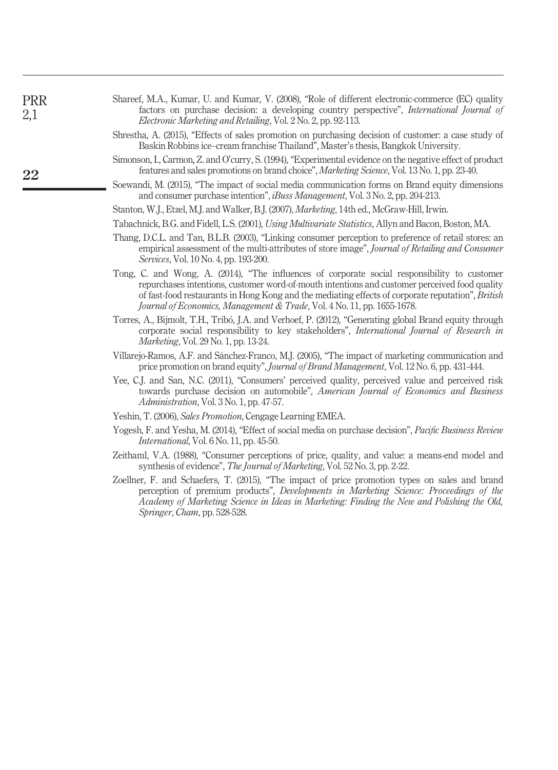Shareef, M.A., Kumar, U. and Kumar, V. (2008), "Role of different electronic-commerce (EC) quality factors on purchase decision: a developing country perspective", *International Journal of Electronic Marketing and Retailing*, Vol. 2 No. 2, pp. 92-113.

Shrestha, A. (2015), "Effects of sales promotion on purchasing decision of customer: a case study of Baskin Robbins ice–cream franchise Thailand", Master's thesis, Bangkok University.

Simonson, I., Carmon, Z. and O'curry, S. (1994), "Experimental evidence on the negative effect of product features and sales promotions on brand choice", *Marketing Science*, Vol. 13 No. 1, pp. 23-40.

Soewandi, M. (2015), "The impact of social media communication forms on Brand equity dimensions and consumer purchase intention", *iBuss Management*, Vol. 3 No. 2, pp. 204-213.

Stanton, W.J., Etzel, M.J. and Walker, B.J. (2007), *Marketing*, 14th ed., McGraw-Hill, Irwin.

Tabachnick, B.G. and Fidell, L.S. (2001), *Using Multivariate Statistics*, Allyn and Bacon, Boston, MA.

Thang, D.C.L. and Tan, B.L.B. (2003), "Linking consumer perception to preference of retail stores: an empirical assessment of the multi-attributes of store image", *Journal of Retailing and Consumer Services*, Vol. 10 No. 4, pp. 193-200.

Tong, C. and Wong, A. (2014), "The influences of corporate social responsibility to customer repurchases intentions, customer word-of-mouth intentions and customer perceived food quality of fast-food restaurants in Hong Kong and the mediating effects of corporate reputation", *British Journal of Economics, Management & Trade*, Vol. 4 No. 11, pp. 1655-1678.

Torres, A., Bijmolt, T.H., Tribó, J.A. and Verhoef, P. (2012), "Generating global Brand equity through corporate social responsibility to key stakeholders", *International Journal of Research in Marketing*, Vol. 29 No. 1, pp. 13-24.

Villarejo-Ramos, A.F. and Sánchez-Franco, M.J. (2005), "The impact of marketing communication and price promotion on brand equity", *Journal of Brand Management*, Vol. 12 No. 6, pp. 431-444.

Yee, C.J. and San, N.C. (2011), "Consumers' perceived quality, perceived value and perceived risk towards purchase decision on automobile", *American Journal of Economics and Business Administration*, Vol. 3 No. 1, pp. 47-57.

Yeshin, T. (2006), *Sales Promotion*, Cengage Learning EMEA.

Yogesh, F. and Yesha, M. (2014), "Effect of social media on purchase decision", *Pacific Business Review International*, Vol. 6 No. 11, pp. 45-50.

Zeithaml, V.A. (1988), "Consumer perceptions of price, quality, and value: a means-end model and synthesis of evidence", *The Journal of Marketing*, Vol. 52 No. 3, pp. 2-22.

Zoellner, F. and Schaefers, T. (2015), "The impact of price promotion types on sales and brand perception of premium products", *Developments in Marketing Science: Proceedings of the Academy of Marketing Science in Ideas in Marketing: Finding the New and Polishing the Old, Springer*, *Cham*, pp. 528-528.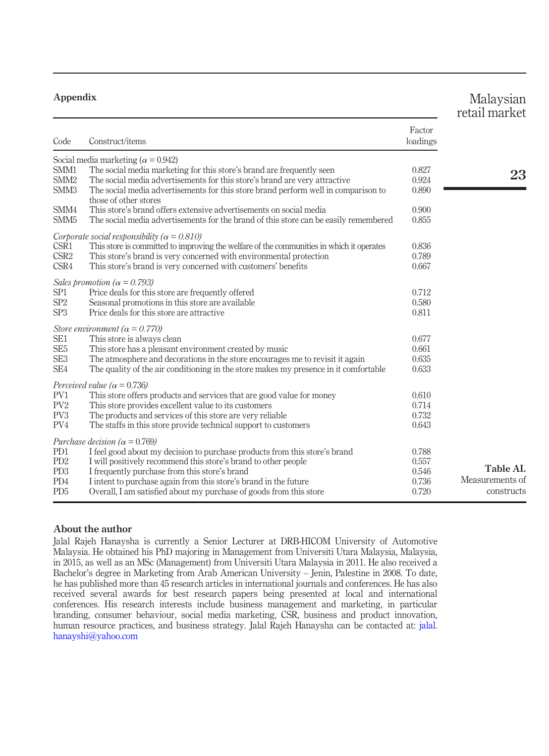## Appendix

Table AI. Measurements of constructs

| Code | Construct/items | Factor loadings |
|---|---|---|
| | Social media marketing ($\alpha = 0.942$) | |
| SMM1 | The social media marketing for this store's brand are frequently seen | 0.827 |
| SMM2 | The social media advertisements for this store's brand are very attractive | 0.924 |
| SMM3 | The social media advertisements for this store brand perform well in comparison to those of other stores | 0.890 |
| SMM4 | This store's brand offers extensive advertisements on social media | 0.900 |
| SMM5 | The social media advertisements for the brand of this store can be easily remembered | 0.855 |
| | *Corporate social responsibility* ($\alpha = 0.810$) | |
| CSR1 | This store is committed to improving the welfare of the communities in which it operates | 0.836 |
| CSR2 | This store's brand is very concerned with environmental protection | 0.789 |
| CSR4 | This store's brand is very concerned with customers' benefits | 0.667 |
| | *Sales promotion* ($\alpha = 0.793$) | |
| SP1 | Price deals for this store are frequently offered | 0.712 |
| SP2 | Seasonal promotions in this store are available | 0.580 |
| SP3 | Price deals for this store are attractive | 0.811 |
| | *Store environment* ($\alpha = 0.770$) | |
| SE1 | This store is always clean | 0.677 |
| SE5 | This store has a pleasant environment created by music | 0.661 |
| SE3 | The atmosphere and decorations in the store encourages me to revisit it again | 0.635 |
| SE4 | The quality of the air conditioning in the store makes my presence in it comfortable | 0.633 |
| | *Perceived value* ($\alpha = 0.736$) | |
| PV1 | This store offers products and services that are good value for money | 0.610 |
| PV2 | This store provides excellent value to its customers | 0.714 |
| PV3 | The products and services of this store are very reliable | 0.732 |
| PV4 | The staffs in this store provide technical support to customers | 0.643 |
| | *Purchase decision* ($\alpha = 0.769$) | |
| PD1 | I feel good about my decision to purchase products from this store's brand | 0.788 |
| PD2 | I will positively recommend this store's brand to other people | 0.557 |
| PD3 | I frequently purchase from this store's brand | 0.546 |
| PD4 | I intent to purchase again from this store's brand in the future | 0.736 |
| PD5 | Overall, I am satisfied about my purchase of goods from this store | 0.720 |

## About the author

Jalal Rajeh Hanaysha is currently a Senior Lecturer at DRB-HICOM University of Automotive Malaysia. He obtained his PhD majoring in Management from Universiti Utara Malaysia, Malaysia, in 2015, as well as an MSc (Management) from Universiti Utara Malaysia in 2011. He also received a Bachelor's degree in Marketing from Arab American University – Jenin, Palestine in 2008. To date, he has published more than 45 research articles in international journals and conferences. He has also received several awards for best research papers being presented at local and international conferences. His research interests include business management and marketing, in particular branding, consumer behaviour, social media marketing, CSR, business and product innovation, human resource practices, and business strategy. Jalal Rajeh Hanaysha can be contacted at: jalal.hanayshi@yahoo.com